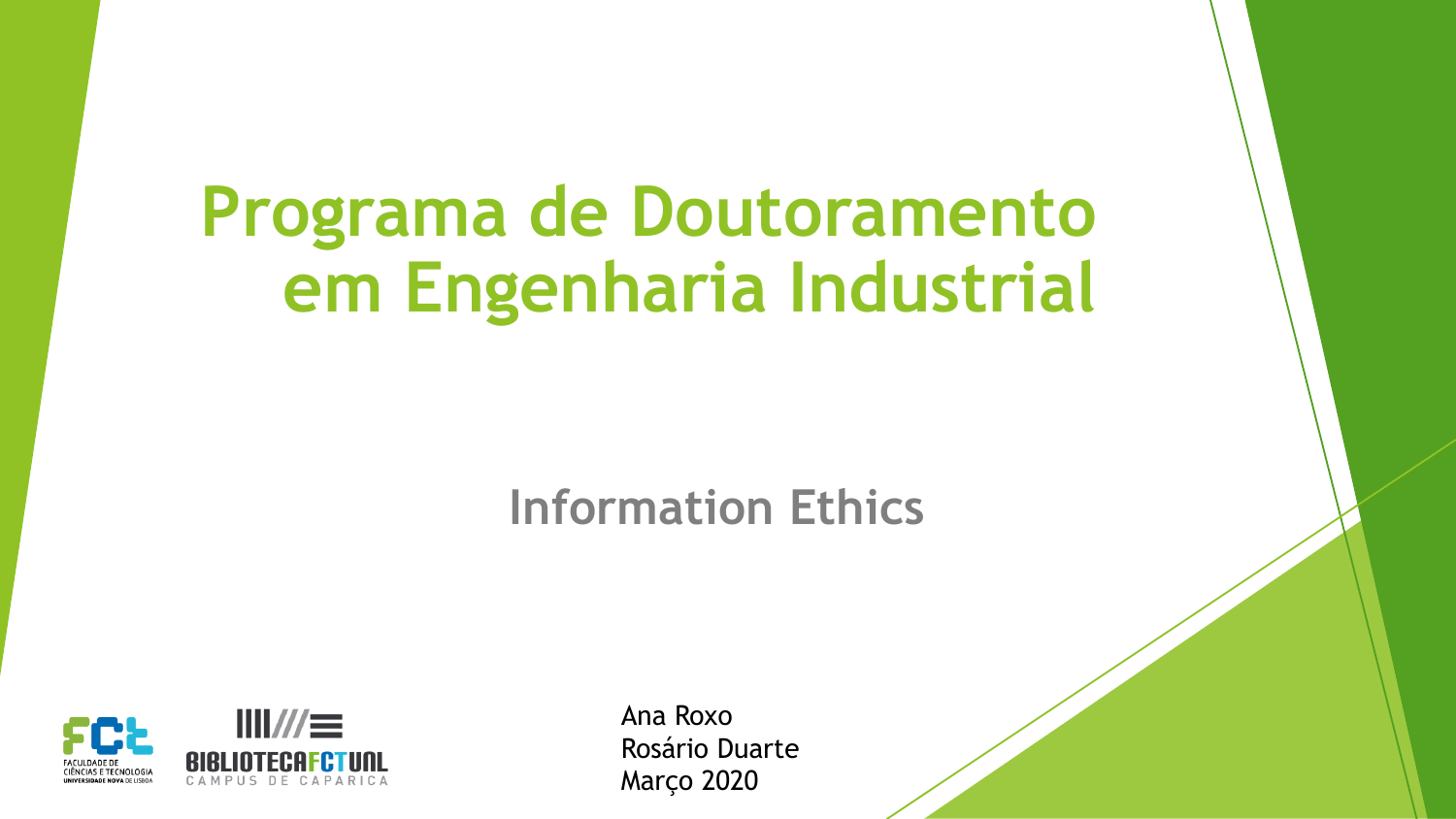# Programa de Doutoramento em Engenharia Industrial

## Information Ethics

Ana Roxo
Rosário Duarte
Março 2020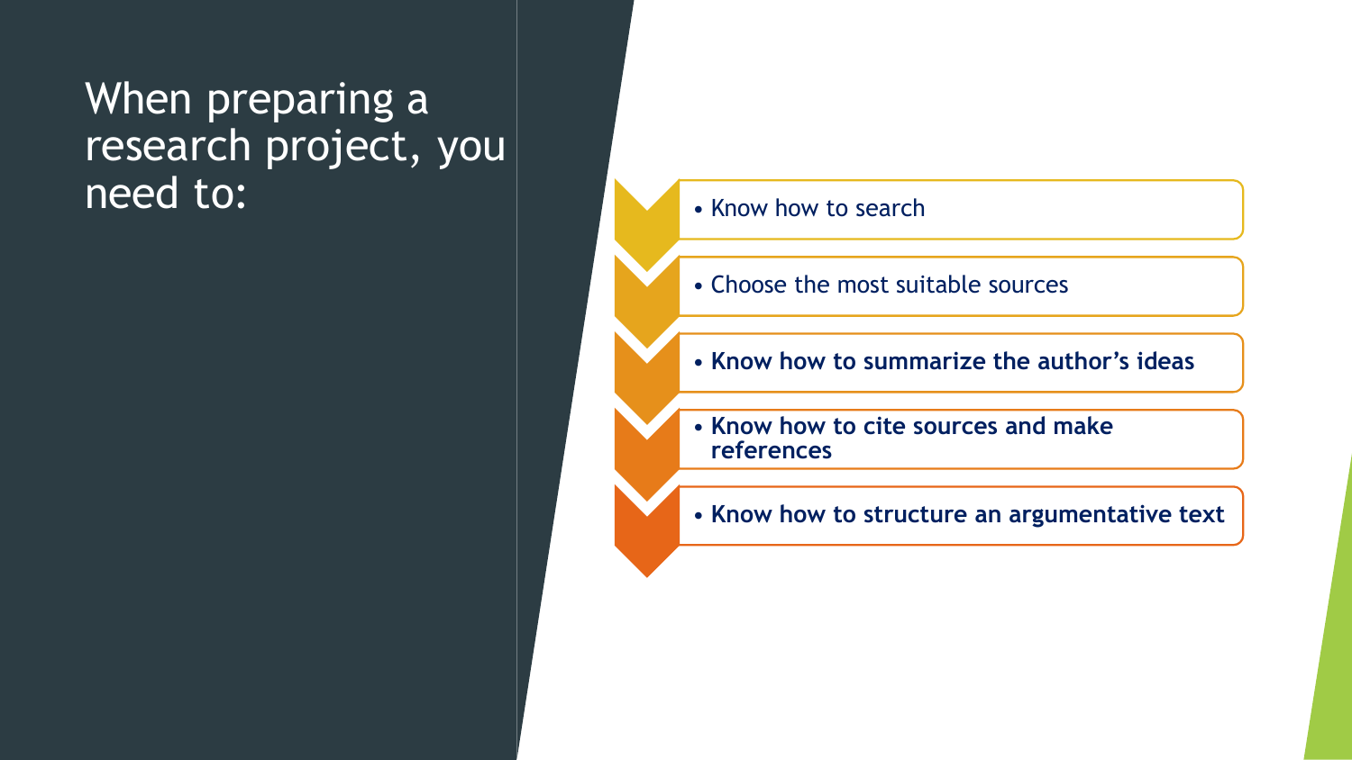# When preparing a research project, you need to:

- Know how to search
- Choose the most suitable sources
- **Know how to summarize the author's ideas**
- **Know how to cite sources and make references**
- **Know how to structure an argumentative text**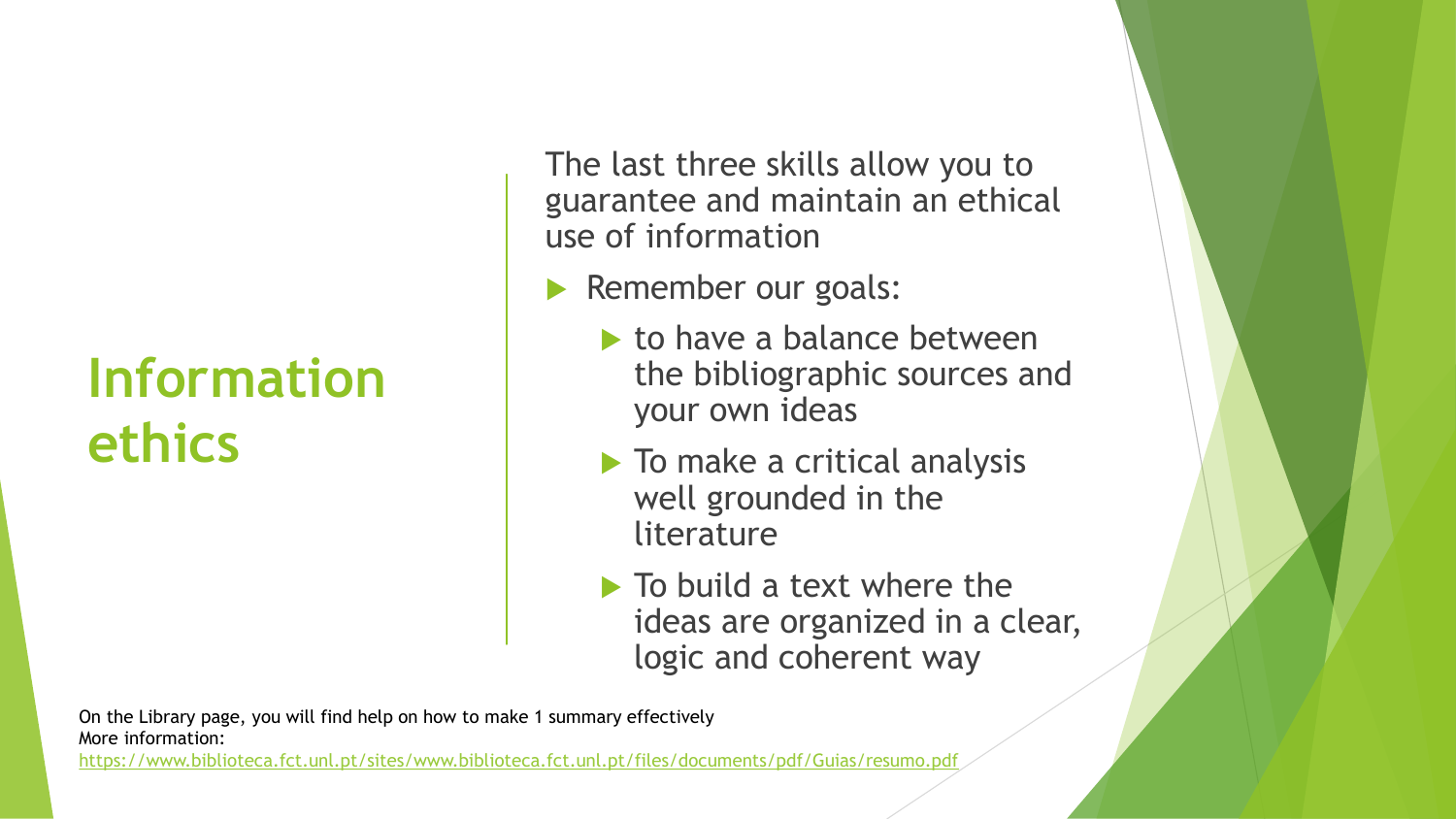# Information ethics

The last three skills allow you to guarantee and maintain an ethical use of information

- Remember our goals:
  - to have a balance between the bibliographic sources and your own ideas
  - To make a critical analysis well grounded in the literature
  - To build a text where the ideas are organized in a clear, logic and coherent way

On the Library page, you will find help on how to make 1 summary effectively
More information:
https://www.biblioteca.fct.unl.pt/sites/www.biblioteca.fct.unl.pt/files/documents/pdf/Guias/resumo.pdf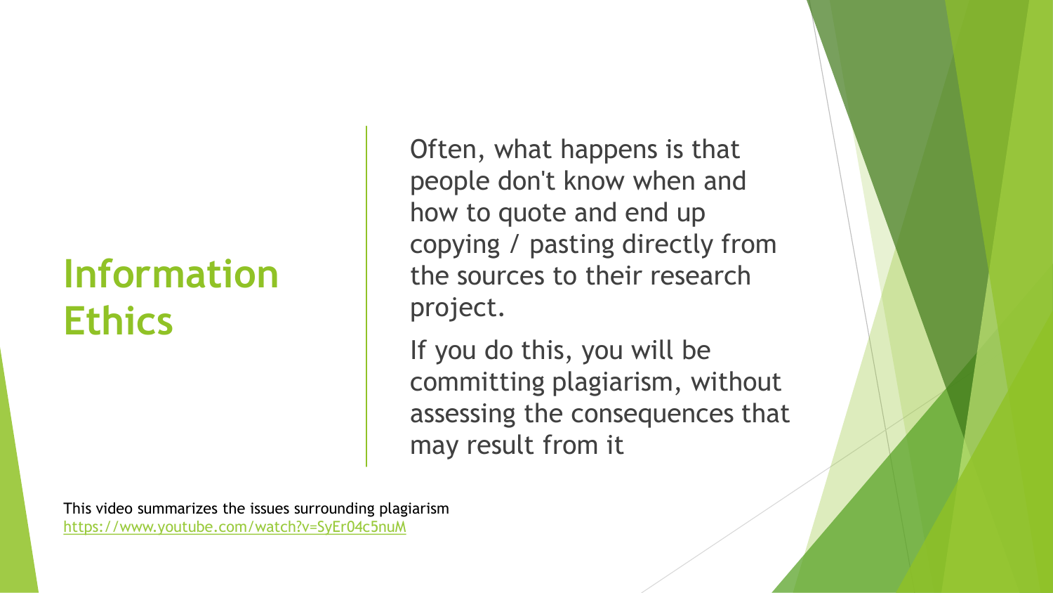# Information Ethics

Often, what happens is that people don't know when and how to quote and end up copying / pasting directly from the sources to their research project.

If you do this, you will be committing plagiarism, without assessing the consequences that may result from it

This video summarizes the issues surrounding plagiarism
https://www.youtube.com/watch?v=SyEr04c5nuM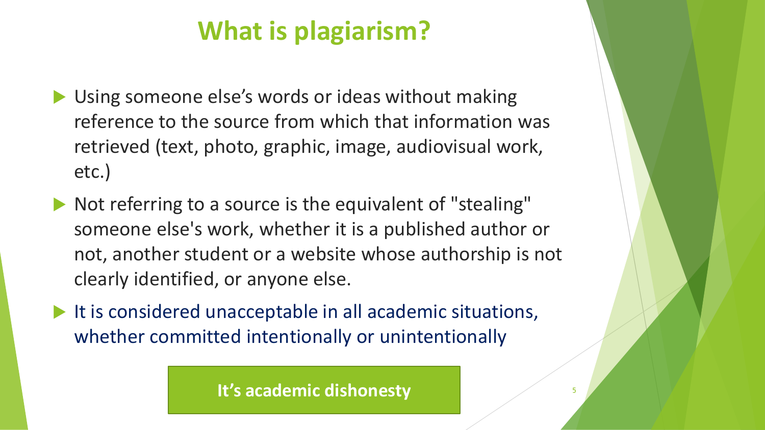# What is plagiarism?

- Using someone else's words or ideas without making reference to the source from which that information was retrieved (text, photo, graphic, image, audiovisual work, etc.)
- Not referring to a source is the equivalent of "stealing" someone else's work, whether it is a published author or not, another student or a website whose authorship is not clearly identified, or anyone else.
- It is considered unacceptable in all academic situations, whether committed intentionally or unintentionally

**It's academic dishonesty**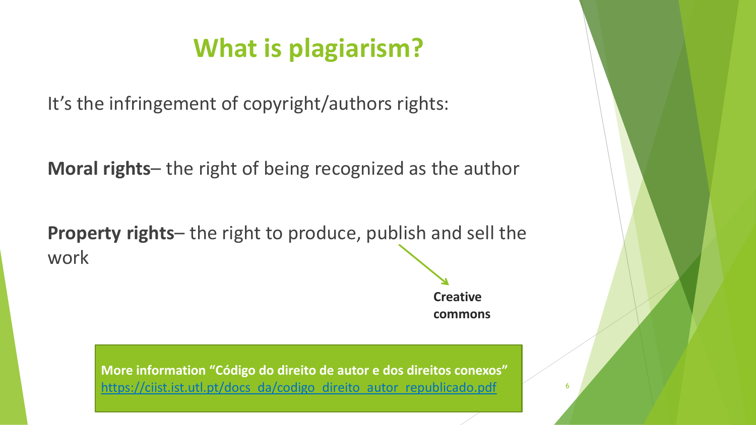# What is plagiarism?

It's the infringement of copyright/authors rights:

**Moral rights**– the right of being recognized as the author

**Property rights**– the right to produce, publish and sell the work

**Creative commons**

**More information "Código do direito de autor e dos direitos conexos"**
[https://ciist.ist.utl.pt/docs_da/codigo_direito_autor_republicado.pdf](https://ciist.ist.utl.pt/docs_da/codigo_direito_autor_republicado.pdf)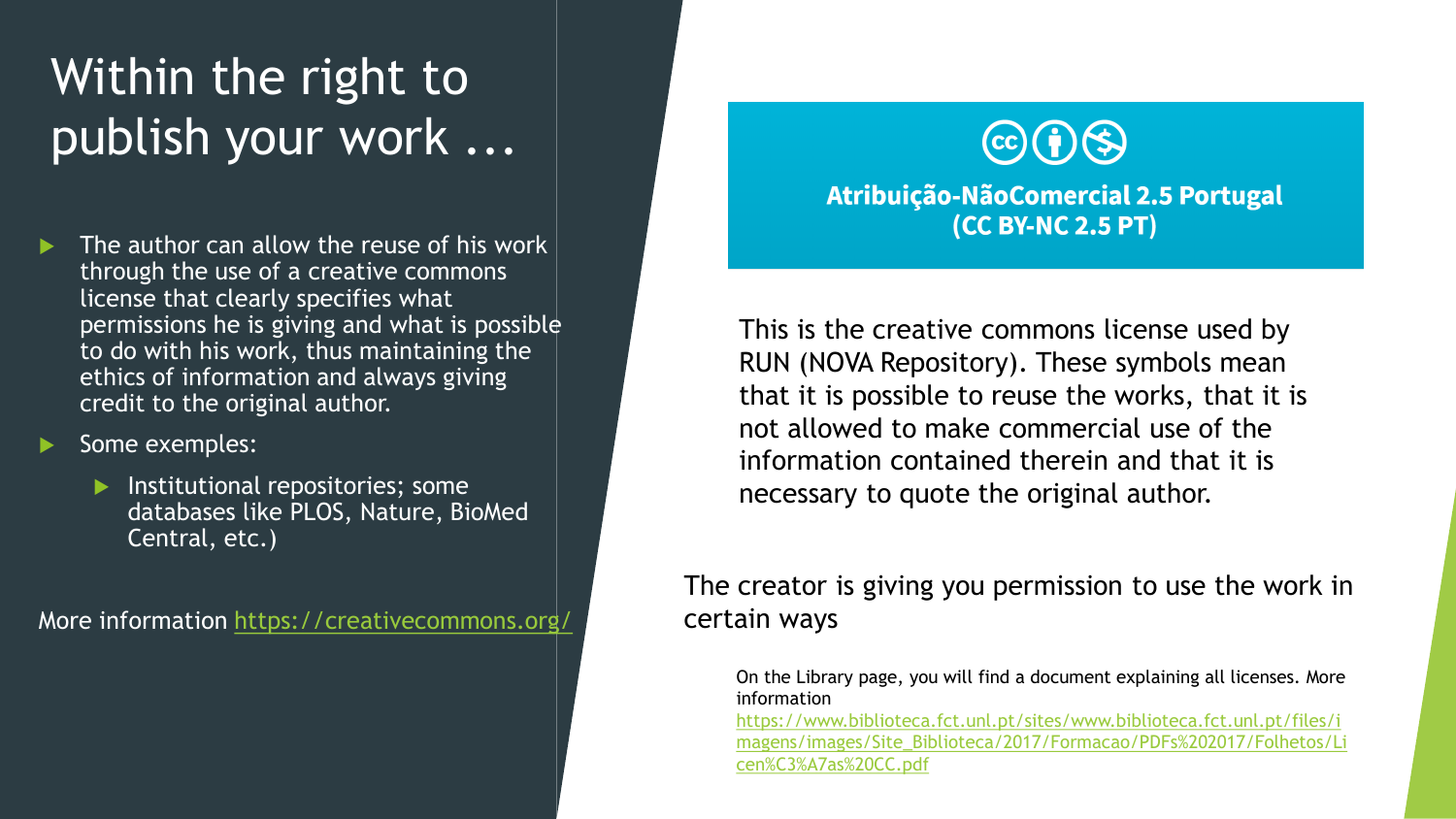# Within the right to publish your work ...

- The author can allow the reuse of his work through the use of a creative commons license that clearly specifies what permissions he is giving and what is possible to do with his work, thus maintaining the ethics of information and always giving credit to the original author.
- Some exemples:
  - Institutional repositories; some databases like PLOS, Nature, BioMed Central, etc.)

More information https://creativecommons.org/

**Atribuição-NãoComercial 2.5 Portugal (CC BY-NC 2.5 PT)**

This is the creative commons license used by RUN (NOVA Repository). These symbols mean that it is possible to reuse the works, that it is not allowed to make commercial use of the information contained therein and that it is necessary to quote the original author.

The creator is giving you permission to use the work in certain ways

On the Library page, you will find a document explaining all licenses. More information https://www.biblioteca.fct.unl.pt/sites/www.biblioteca.fct.unl.pt/files/imagens/images/Site_Biblioteca/2017/Formacao/PDFs%202017/Folhetos/Licen%C3%A7as%20CC.pdf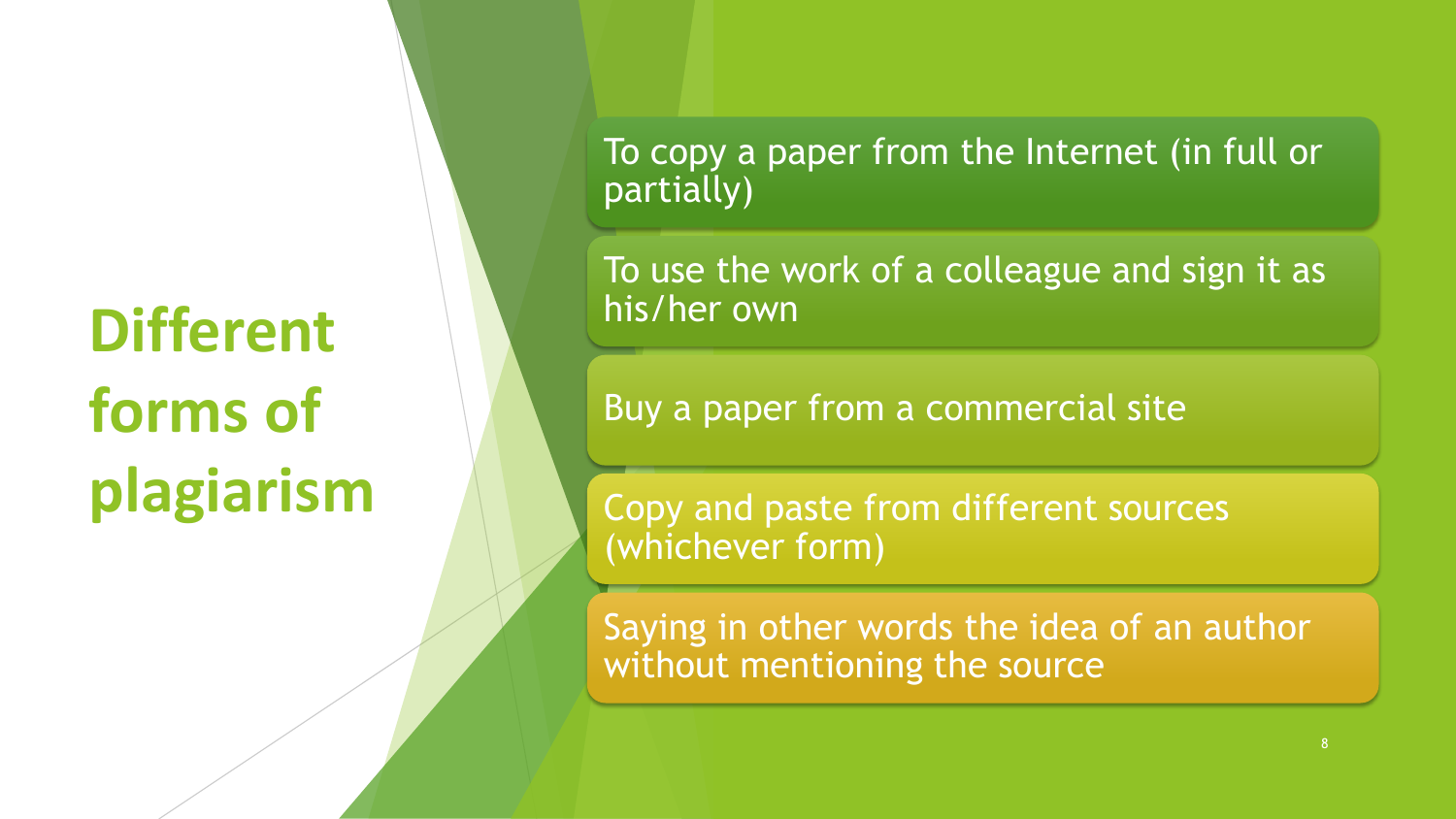# Different forms of plagiarism

- To copy a paper from the Internet (in full or partially)
- To use the work of a colleague and sign it as his/her own
- Buy a paper from a commercial site
- Copy and paste from different sources (whichever form)
- Saying in other words the idea of an author without mentioning the source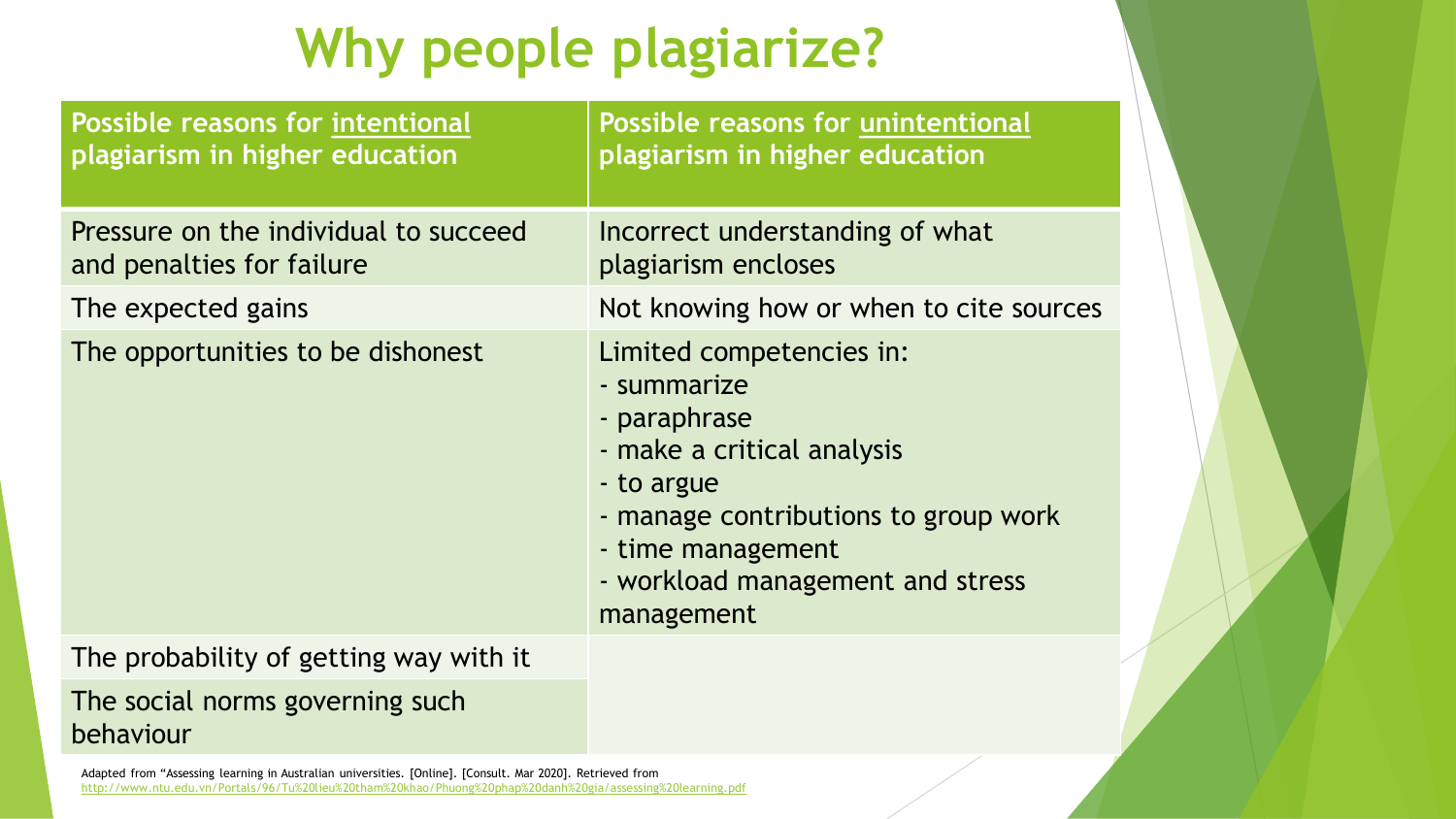# Why people plagiarize?

| Possible reasons for intentional plagiarism in higher education | Possible reasons for unintentional plagiarism in higher education |
| --- | --- |
| Pressure on the individual to succeed and penalties for failure | Incorrect understanding of what plagiarism encloses |
| The expected gains | Not knowing how or when to cite sources |
| The opportunities to be dishonest | Limited competencies in:<br>- summarize<br>- paraphrase<br>- make a critical analysis<br>- to argue<br>- manage contributions to group work<br>- time management<br>- workload management and stress management |
| The probability of getting way with it | |
| The social norms governing such behaviour | |

Adapted from "Assessing learning in Australian universities. [Online]. [Consult. Mar 2020]. Retrieved from http://www.ntu.edu.vn/Portals/96/Tu%20lieu%20tham%20khao/Phuong%20phap%20danh%20gia/assessing%20learning.pdf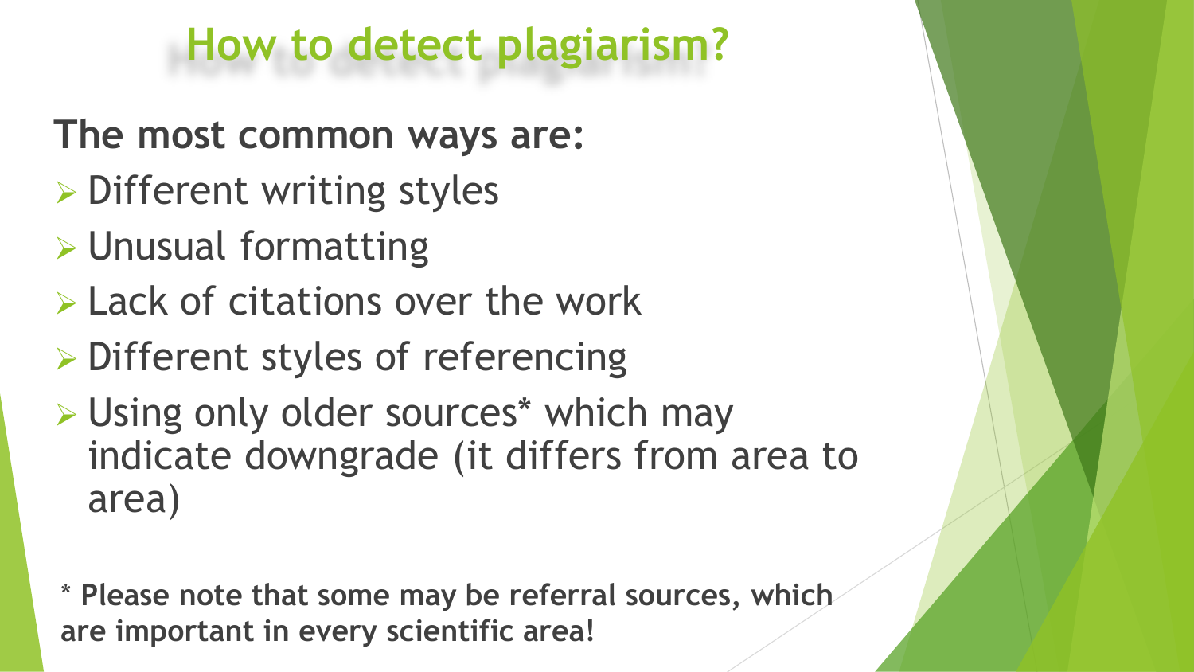# How to detect plagiarism?

**The most common ways are:**

- Different writing styles
- Unusual formatting
- Lack of citations over the work
- Different styles of referencing
- Using only older sources* which may indicate downgrade (it differs from area to area)

**\* Please note that some may be referral sources, which are important in every scientific area!**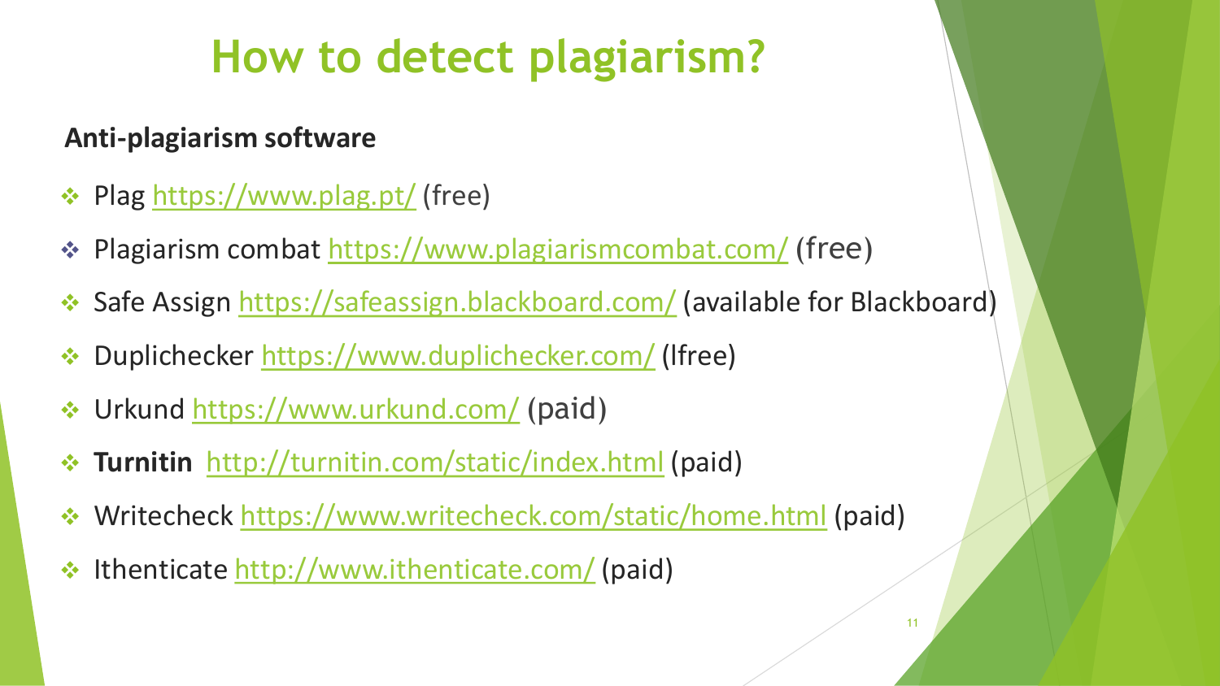# How to detect plagiarism?

**Anti-plagiarism software**

- Plag https://www.plag.pt/ (free)
- Plagiarism combat https://www.plagiarismcombat.com/ (free)
- Safe Assign https://safeassign.blackboard.com/ (available for Blackboard)
- Duplichecker https://www.duplichecker.com/ (lfree)
- Urkund https://www.urkund.com/ (paid)
- **Turnitin** http://turnitin.com/static/index.html (paid)
- Writecheck https://www.writecheck.com/static/home.html (paid)
- Ithenticate http://www.ithenticate.com/ (paid)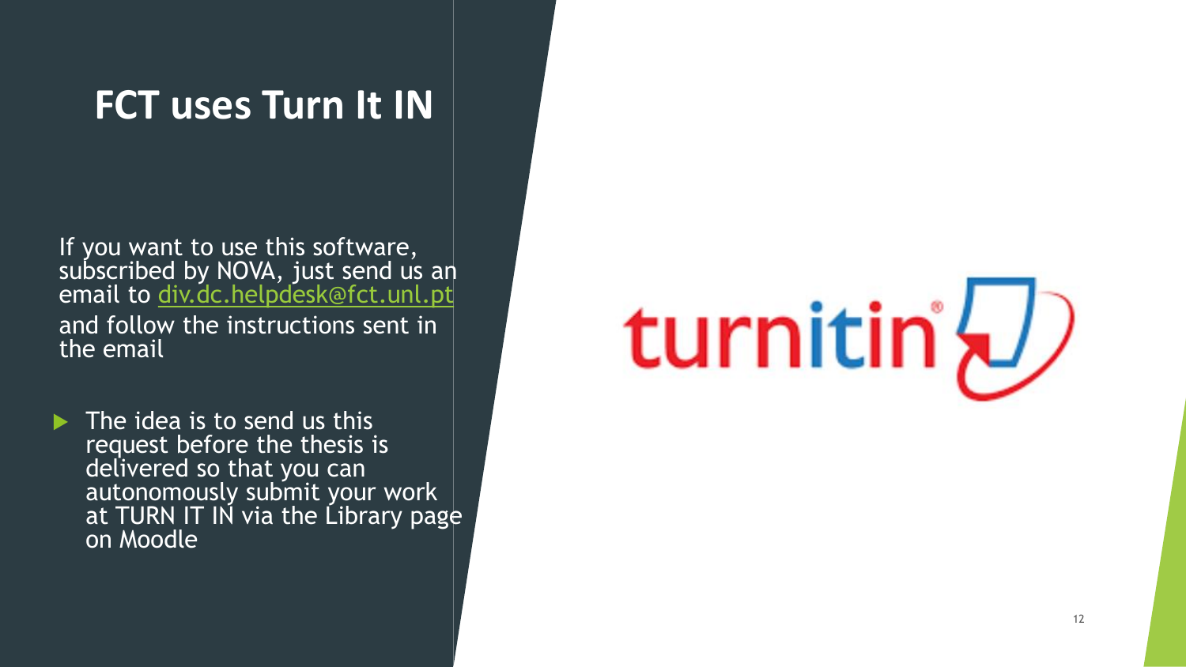# FCT uses Turn It IN

If you want to use this software, subscribed by NOVA, just send us an email to [div.dc.helpdesk@fct.unl.pt](mailto:div.dc.helpdesk@fct.unl.pt) and follow the instructions sent in the email

- The idea is to send us this request before the thesis is delivered so that you can autonomously submit your work at TURN IT IN via the Library page on Moodle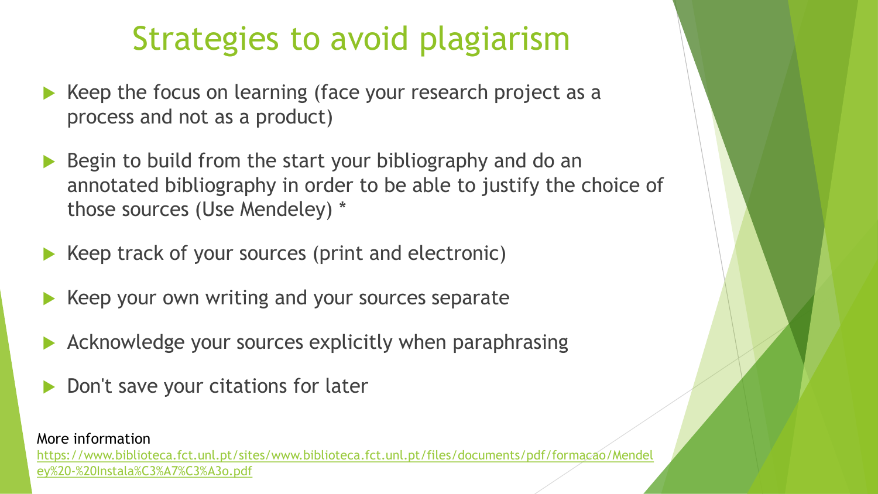# Strategies to avoid plagiarism

- Keep the focus on learning (face your research project as a process and not as a product)
- Begin to build from the start your bibliography and do an annotated bibliography in order to be able to justify the choice of those sources (Use Mendeley) *
- Keep track of your sources (print and electronic)
- Keep your own writing and your sources separate
- Acknowledge your sources explicitly when paraphrasing
- Don't save your citations for later

More information
https://www.biblioteca.fct.unl.pt/sites/www.biblioteca.fct.unl.pt/files/documents/pdf/formacao/Mendeley%20-%20Instala%C3%A7%C3%A3o.pdf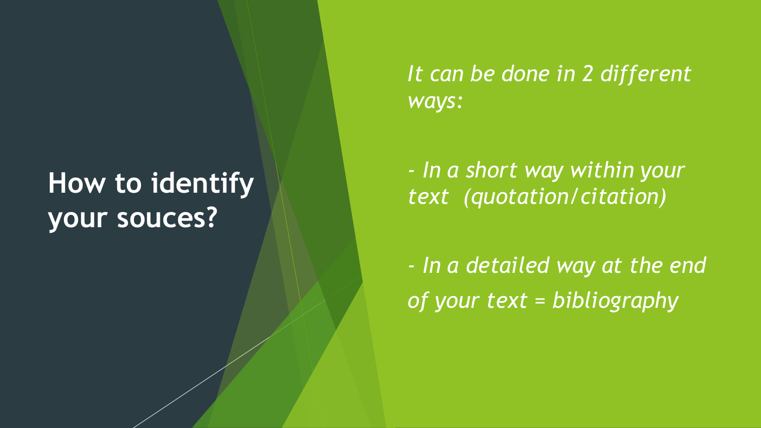## How to identify your souces?

*It can be done in 2 different ways:*

*- In a short way within your text (quotation/citation)*

*- In a detailed way at the end of your text = bibliography*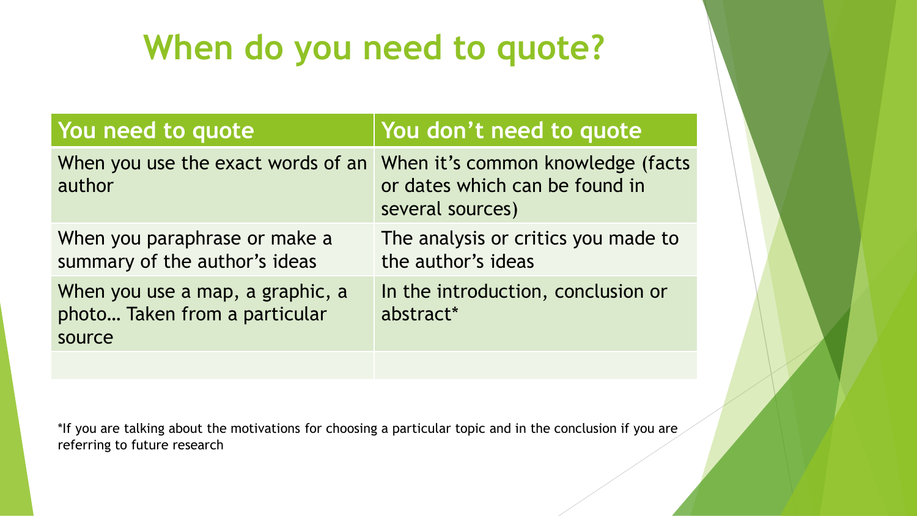# When do you need to quote?

| You need to quote | You don't need to quote |
| --- | --- |
| When you use the exact words of an author | When it's common knowledge (facts or dates which can be found in several sources) |
| When you paraphrase or make a summary of the author's ideas | The analysis or critics you made to the author's ideas |
| When you use a map, a graphic, a photo… Taken from a particular source | In the introduction, conclusion or abstract* |
| | |

*If you are talking about the motivations for choosing a particular topic and in the conclusion if you are referring to future research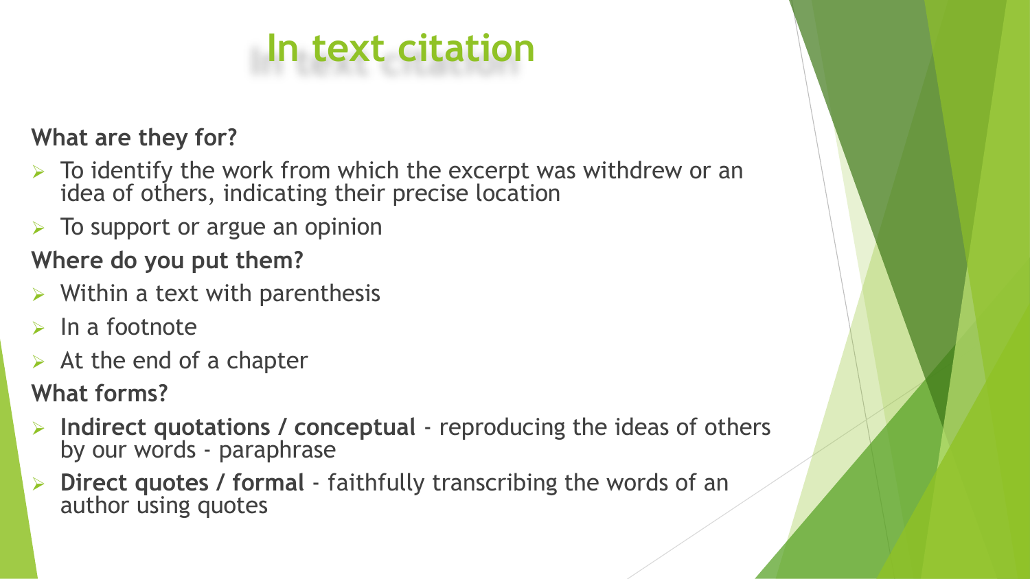# In text citation

**What are they for?**

- To identify the work from which the excerpt was withdrew or an idea of others, indicating their precise location
- To support or argue an opinion

**Where do you put them?**

- Within a text with parenthesis
- In a footnote
- At the end of a chapter

**What forms?**

- **Indirect quotations / conceptual** - reproducing the ideas of others by our words - paraphrase
- **Direct quotes / formal** - faithfully transcribing the words of an author using quotes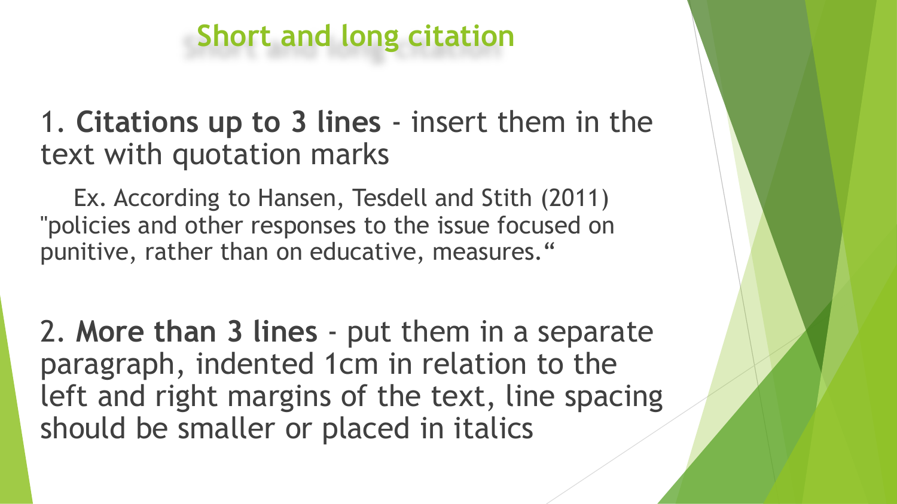# Short and long citation

1. **Citations up to 3 lines** - insert them in the text with quotation marks

Ex. According to Hansen, Tesdell and Stith (2011) "policies and other responses to the issue focused on punitive, rather than on educative, measures."

2. **More than 3 lines** - put them in a separate paragraph, indented 1cm in relation to the left and right margins of the text, line spacing should be smaller or placed in italics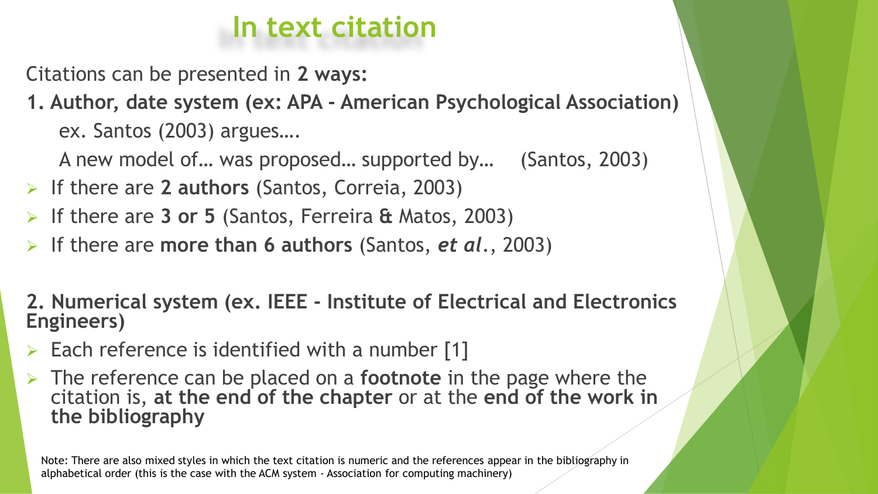# In text citation

Citations can be presented in **2 ways:**

**1. Author, date system (ex: APA - American Psychological Association)**

ex. Santos (2003) argues….

A new model of… was proposed… supported by… (Santos, 2003)

- If there are **2 authors** (Santos, Correia, 2003)
- If there are **3 or 5** (Santos, Ferreira & Matos, 2003)
- If there are **more than 6 authors** (Santos, ***et al***., 2003)

**2. Numerical system (ex. IEEE - Institute of Electrical and Electronics Engineers)**

- Each reference is identified with a number [1]
- The reference can be placed on a **footnote** in the page where the citation is, **at the end of the chapter** or at the **end of the work in the bibliography**

Note: There are also mixed styles in which the text citation is numeric and the references appear in the bibliography in alphabetical order (this is the case with the ACM system - Association for computing machinery)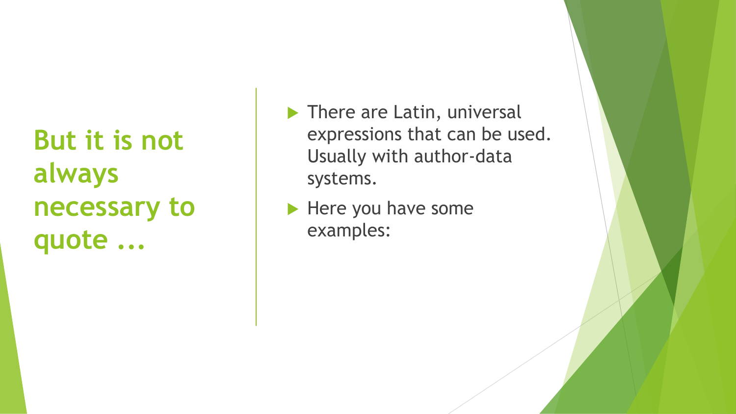## But it is not always necessary to quote ...

- There are Latin, universal expressions that can be used. Usually with author-data systems.
- Here you have some examples: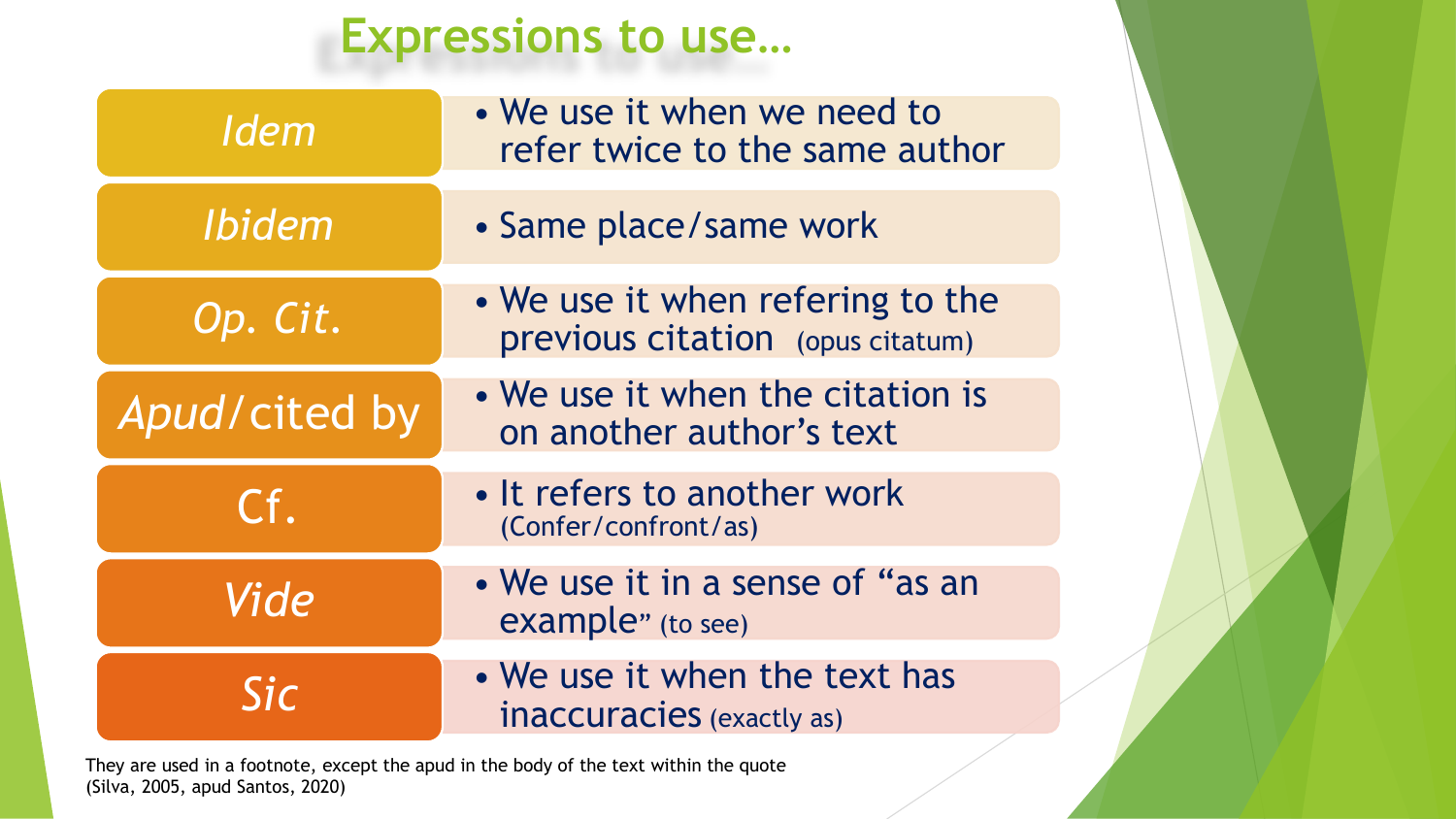# Expressions to use…

| Expression | Use |
| --- | --- |
| *Idem* | We use it when we need to refer twice to the same author |
| *Ibidem* | Same place/same work |
| *Op. Cit.* | We use it when refering to the previous citation (opus citatum) |
| *Apud*/cited by | We use it when the citation is on another author's text |
| Cf. | It refers to another work (Confer/confront/as) |
| *Vide* | We use it in a sense of "as an example" (to see) |
| *Sic* | We use it when the text has inaccuracies (exactly as) |

They are used in a footnote, except the apud in the body of the text within the quote (Silva, 2005, apud Santos, 2020)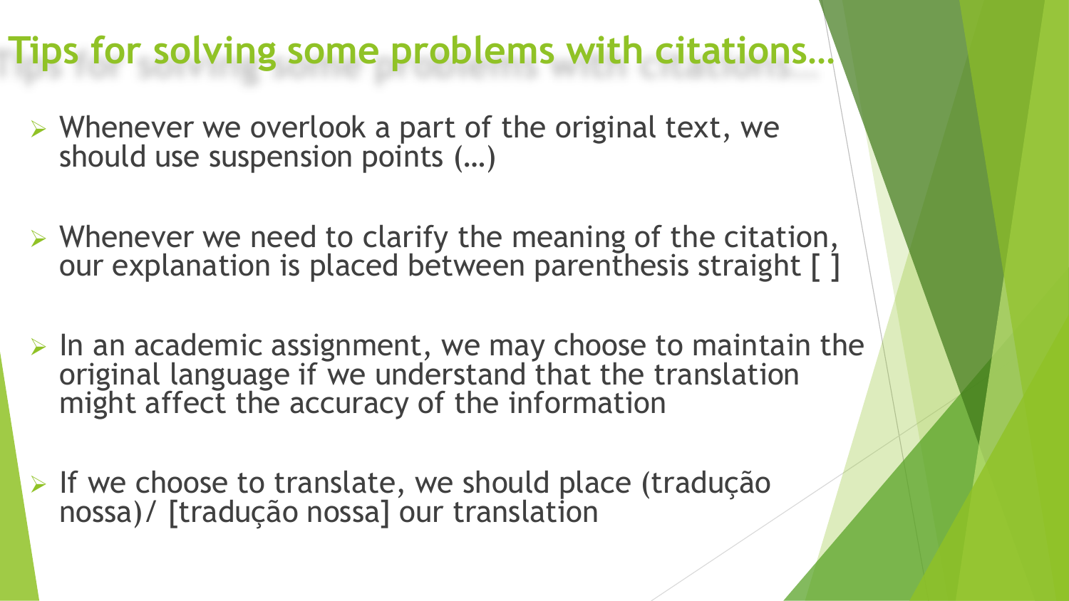# Tips for solving some problems with citations…

- Whenever we overlook a part of the original text, we should use suspension points (…)

- Whenever we need to clarify the meaning of the citation, our explanation is placed between parenthesis straight [ ]

- In an academic assignment, we may choose to maintain the original language if we understand that the translation might affect the accuracy of the information

- If we choose to translate, we should place (tradução nossa)/ [tradução nossa] our translation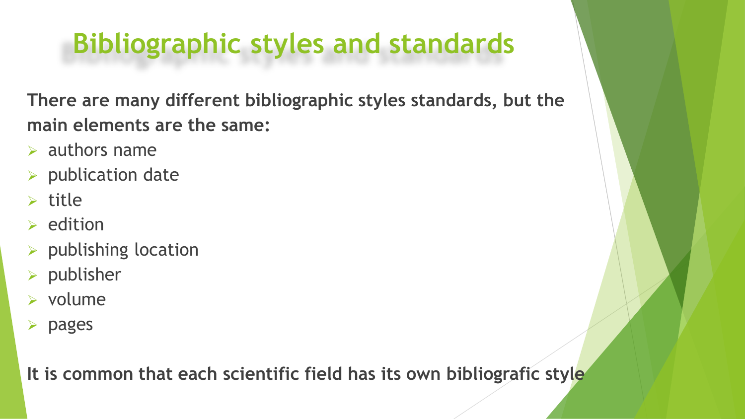# Bibliographic styles and standards

**There are many different bibliographic styles standards, but the main elements are the same:**

- authors name
- publication date
- title
- edition
- publishing location
- publisher
- volume
- pages

**It is common that each scientific field has its own bibliografic style**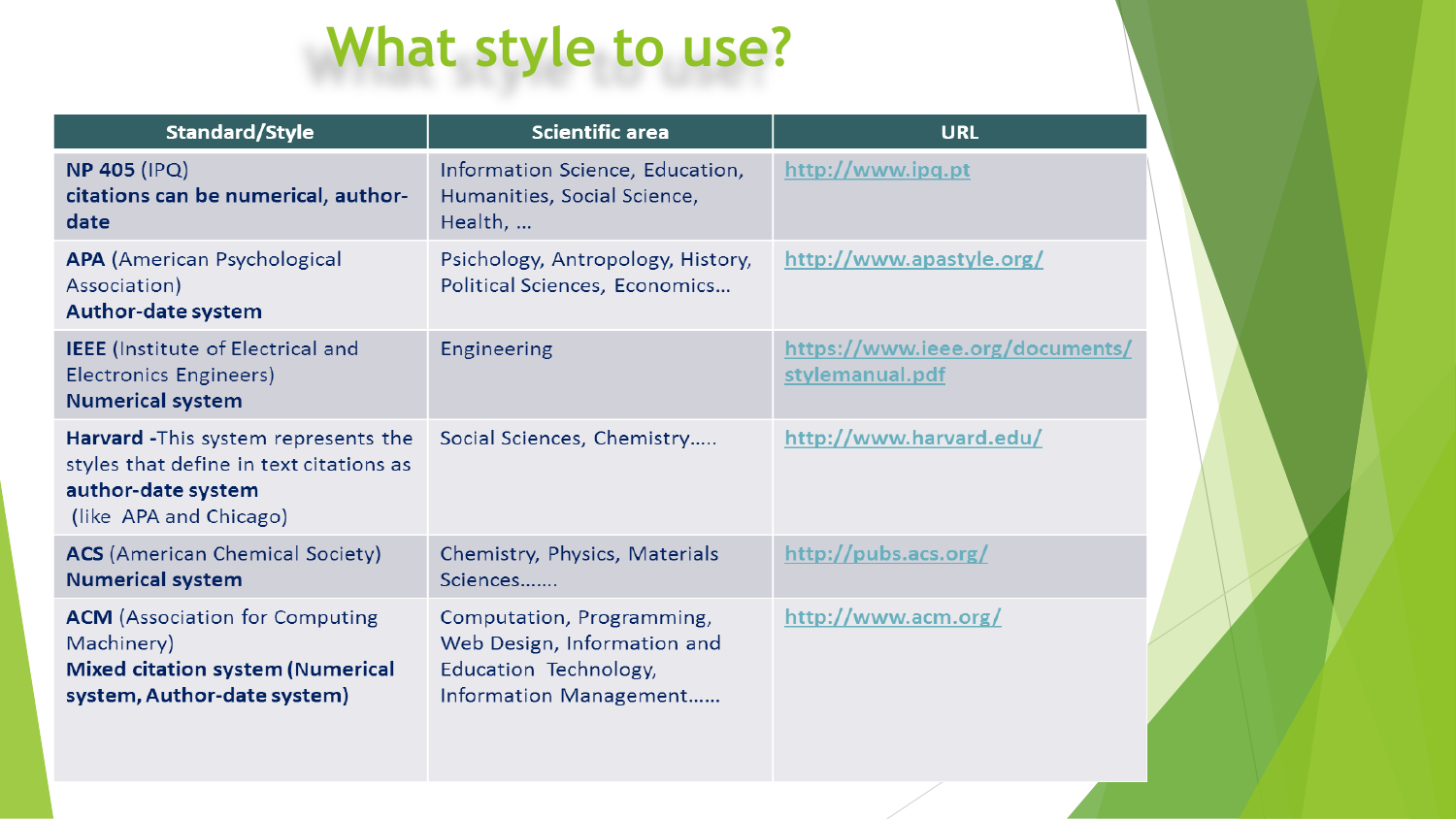# What style to use?

| Standard/Style | Scientific area | URL |
|---|---|---|
| **NP 405** (IPQ) **citations can be numerical, author-date** | Information Science, Education, Humanities, Social Science, Health, … | http://www.ipq.pt |
| **APA** (American Psychological Association) **Author-date system** | Psichology, Antropology, History, Political Sciences, Economics… | http://www.apastyle.org/ |
| **IEEE** (Institute of Electrical and Electronics Engineers) **Numerical system** | Engineering | https://www.ieee.org/documents/stylemanual.pdf |
| **Harvard** -This system represents the styles that define in text citations as **author-date system** (like APA and Chicago) | Social Sciences, Chemistry….. | http://www.harvard.edu/ |
| **ACS** (American Chemical Society) **Numerical system** | Chemistry, Physics, Materials Sciences……. | http://pubs.acs.org/ |
| **ACM** (Association for Computing Machinery) **Mixed citation system (Numerical system, Author-date system)** | Computation, Programming, Web Design, Information and Education Technology, Information Management…… | http://www.acm.org/ |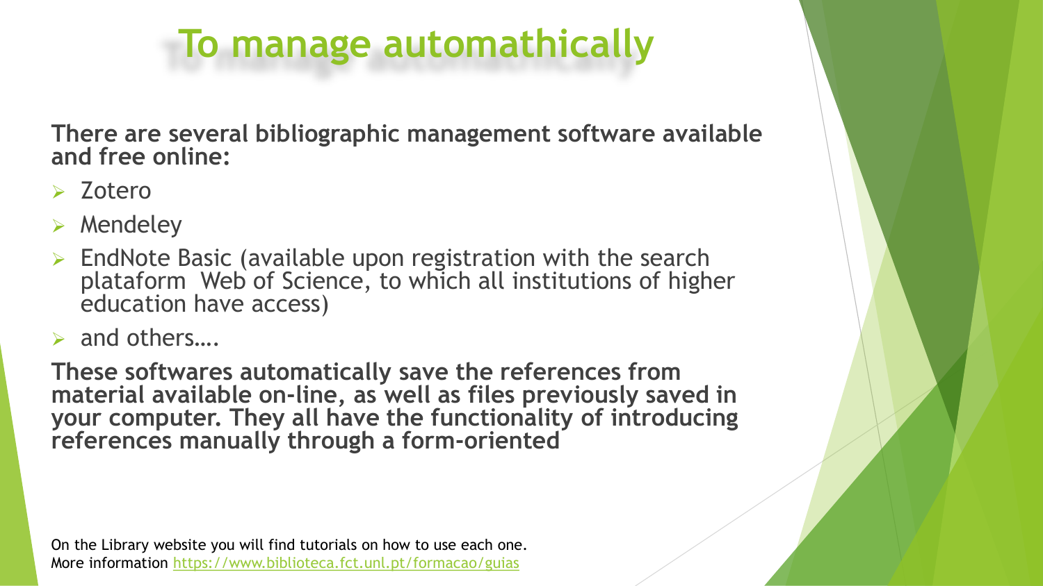# To manage automathically

**There are several bibliographic management software available and free online:**

- Zotero
- Mendeley
- EndNote Basic (available upon registration with the search plataform Web of Science, to which all institutions of higher education have access)
- and others….

**These softwares automatically save the references from material available on-line, as well as files previously saved in your computer. They all have the functionality of introducing references manually through a form-oriented**

On the Library website you will find tutorials on how to use each one.
More information https://www.biblioteca.fct.unl.pt/formacao/guias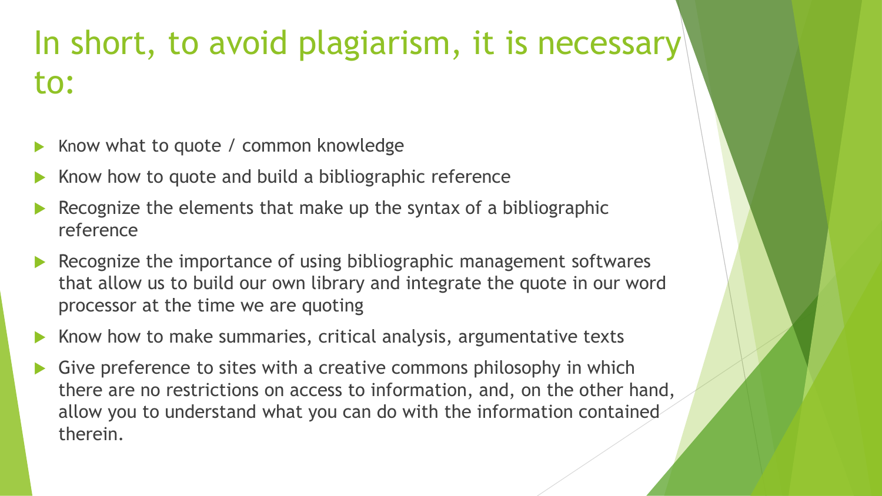# In short, to avoid plagiarism, it is necessary to:

- Know what to quote / common knowledge
- Know how to quote and build a bibliographic reference
- Recognize the elements that make up the syntax of a bibliographic reference
- Recognize the importance of using bibliographic management softwares that allow us to build our own library and integrate the quote in our word processor at the time we are quoting
- Know how to make summaries, critical analysis, argumentative texts
- Give preference to sites with a creative commons philosophy in which there are no restrictions on access to information, and, on the other hand, allow you to understand what you can do with the information contained therein.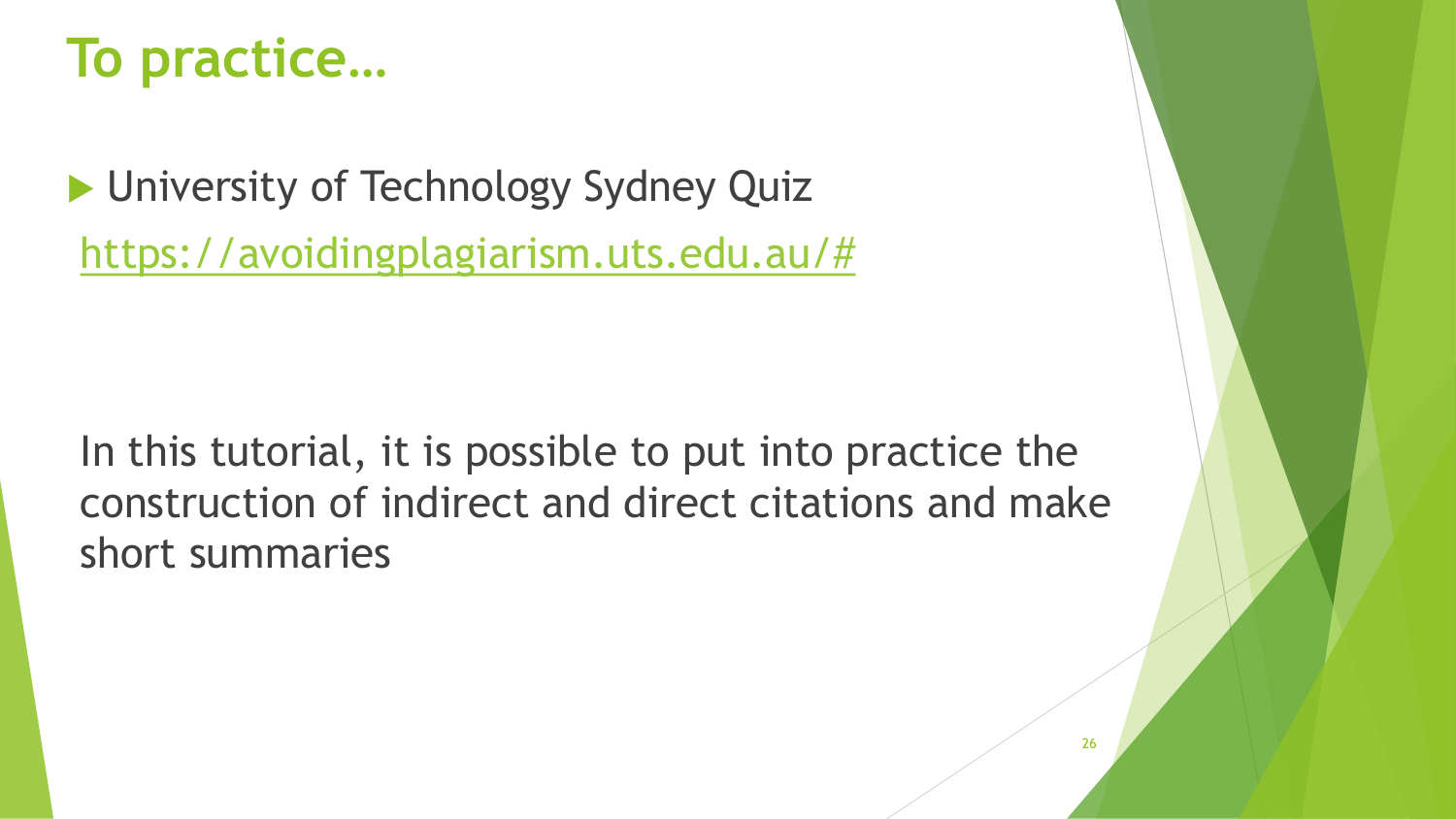# To practice…

- University of Technology Sydney Quiz
  https://avoidingplagiarism.uts.edu.au/#

In this tutorial, it is possible to put into practice the construction of indirect and direct citations and make short summaries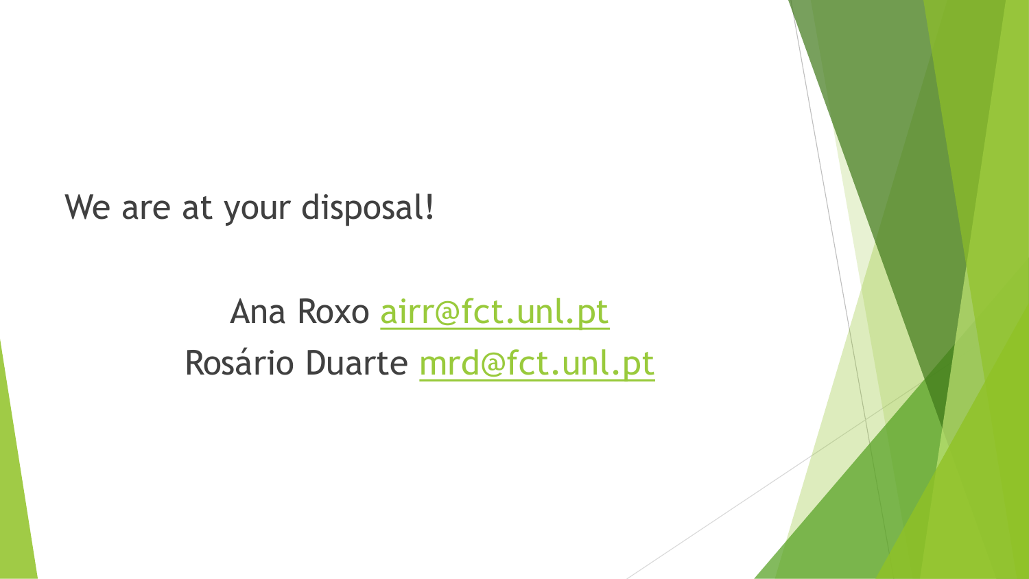We are at your disposal!

Ana Roxo airr@fct.unl.pt

Rosário Duarte mrd@fct.unl.pt